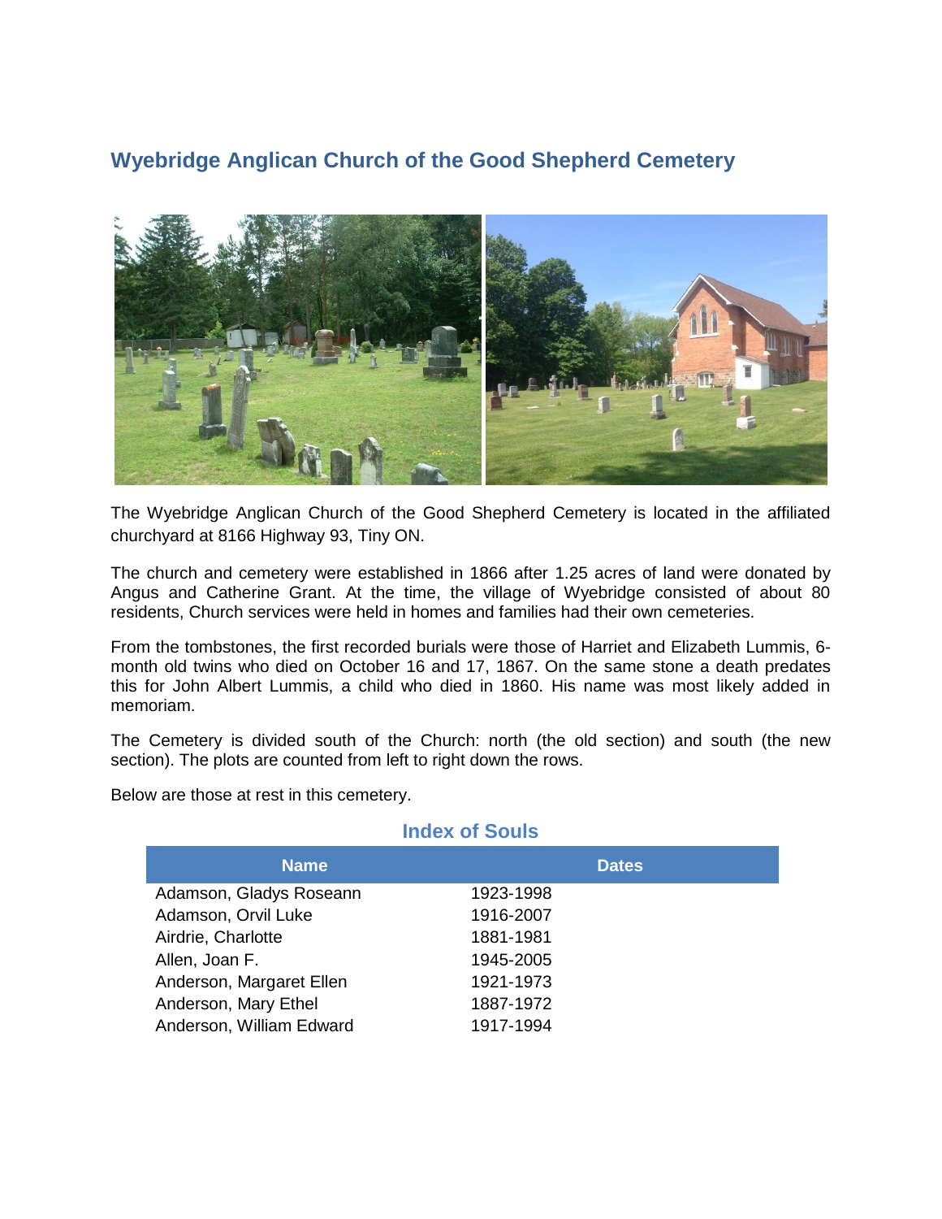# Wyebridge Anglican Church of the Good Shepherd Cemetery

The Wyebridge Anglican Church of the Good Shepherd Cemetery is located in the affiliated churchyard at 8166 Highway 93, Tiny ON.

The church and cemetery were established in 1866 after 1.25 acres of land were donated by Angus and Catherine Grant. At the time, the village of Wyebridge consisted of about 80 residents, Church services were held in homes and families had their own cemeteries.

From the tombstones, the first recorded burials were those of Harriet and Elizabeth Lummis, 6-month old twins who died on October 16 and 17, 1867. On the same stone a death predates this for John Albert Lummis, a child who died in 1860. His name was most likely added in memoriam.

The Cemetery is divided south of the Church: north (the old section) and south (the new section). The plots are counted from left to right down the rows.

Below are those at rest in this cemetery.

## Index of Souls

| Name | Dates |
|---|---|
| Adamson, Gladys Roseann | 1923-1998 |
| Adamson, Orvil Luke | 1916-2007 |
| Airdrie, Charlotte | 1881-1981 |
| Allen, Joan F. | 1945-2005 |
| Anderson, Margaret Ellen | 1921-1973 |
| Anderson, Mary Ethel | 1887-1972 |
| Anderson, William Edward | 1917-1994 |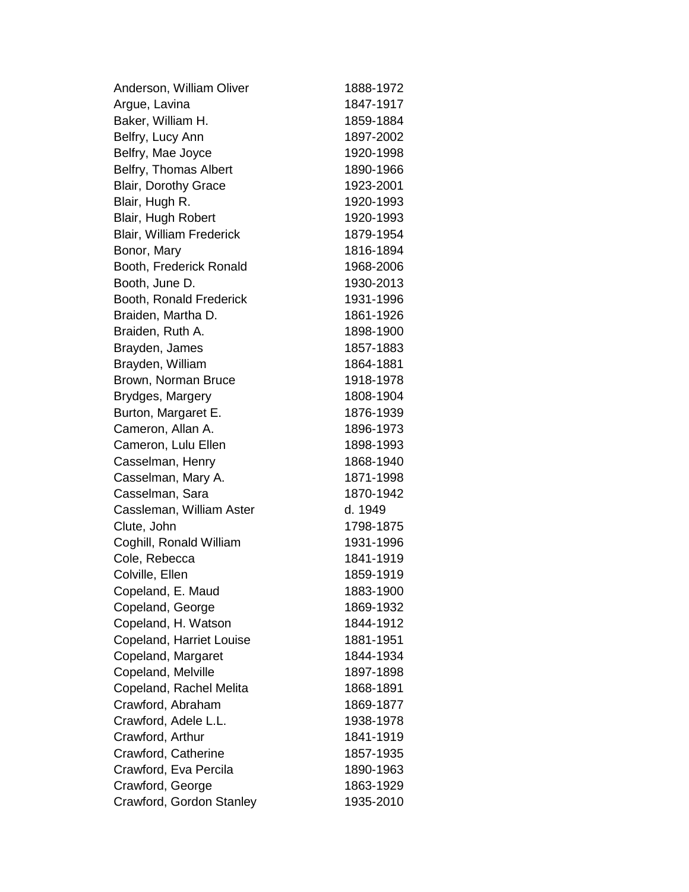| | |
|---|---|
| Anderson, William Oliver | 1888-1972 |
| Argue, Lavina | 1847-1917 |
| Baker, William H. | 1859-1884 |
| Belfry, Lucy Ann | 1897-2002 |
| Belfry, Mae Joyce | 1920-1998 |
| Belfry, Thomas Albert | 1890-1966 |
| Blair, Dorothy Grace | 1923-2001 |
| Blair, Hugh R. | 1920-1993 |
| Blair, Hugh Robert | 1920-1993 |
| Blair, William Frederick | 1879-1954 |
| Bonor, Mary | 1816-1894 |
| Booth, Frederick Ronald | 1968-2006 |
| Booth, June D. | 1930-2013 |
| Booth, Ronald Frederick | 1931-1996 |
| Braiden, Martha D. | 1861-1926 |
| Braiden, Ruth A. | 1898-1900 |
| Brayden, James | 1857-1883 |
| Brayden, William | 1864-1881 |
| Brown, Norman Bruce | 1918-1978 |
| Brydges, Margery | 1808-1904 |
| Burton, Margaret E. | 1876-1939 |
| Cameron, Allan A. | 1896-1973 |
| Cameron, Lulu Ellen | 1898-1993 |
| Casselman, Henry | 1868-1940 |
| Casselman, Mary A. | 1871-1998 |
| Casselman, Sara | 1870-1942 |
| Cassleman, William Aster | d. 1949 |
| Clute, John | 1798-1875 |
| Coghill, Ronald William | 1931-1996 |
| Cole, Rebecca | 1841-1919 |
| Colville, Ellen | 1859-1919 |
| Copeland, E. Maud | 1883-1900 |
| Copeland, George | 1869-1932 |
| Copeland, H. Watson | 1844-1912 |
| Copeland, Harriet Louise | 1881-1951 |
| Copeland, Margaret | 1844-1934 |
| Copeland, Melville | 1897-1898 |
| Copeland, Rachel Melita | 1868-1891 |
| Crawford, Abraham | 1869-1877 |
| Crawford, Adele L.L. | 1938-1978 |
| Crawford, Arthur | 1841-1919 |
| Crawford, Catherine | 1857-1935 |
| Crawford, Eva Percila | 1890-1963 |
| Crawford, George | 1863-1929 |
| Crawford, Gordon Stanley | 1935-2010 |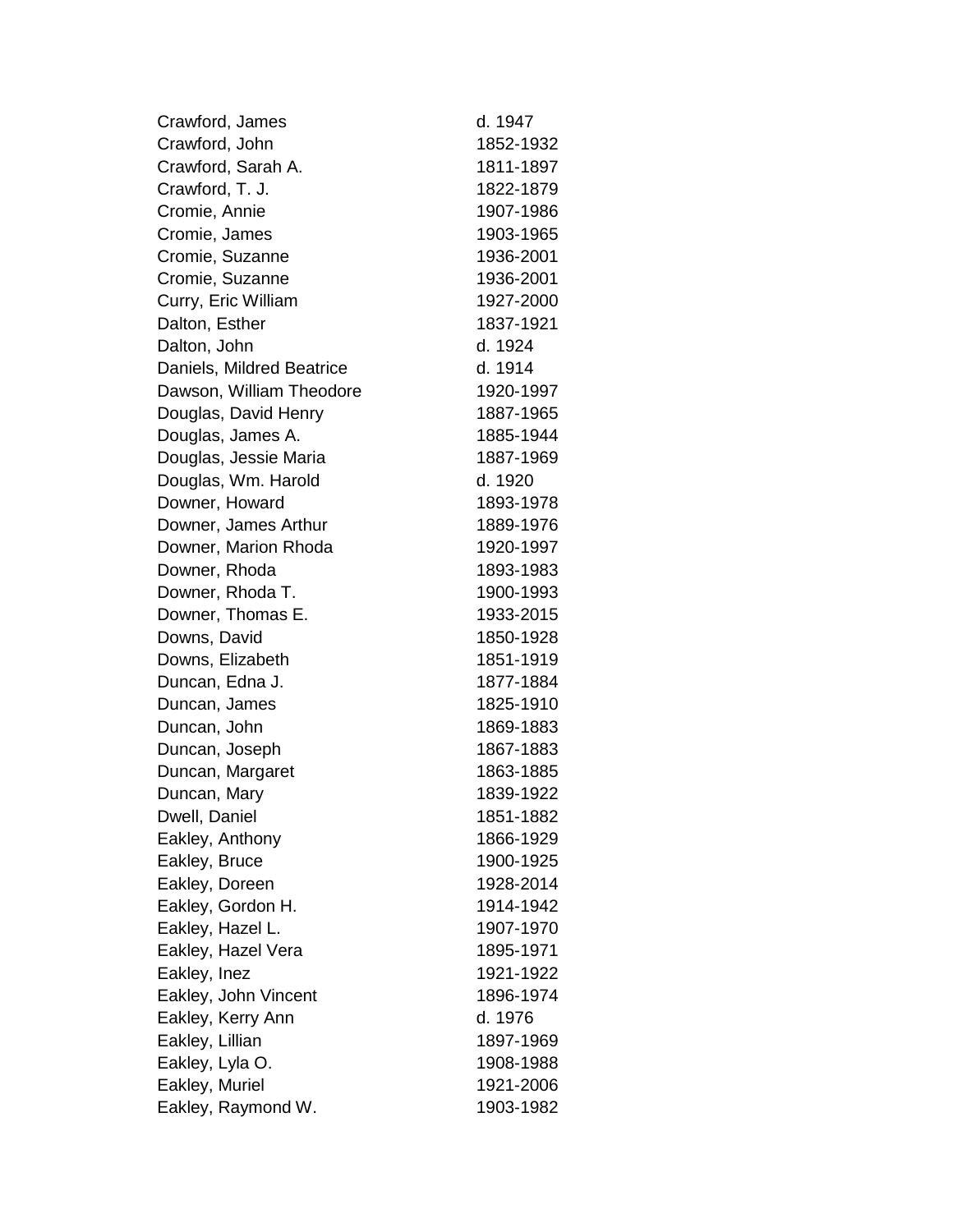| | |
|---|---|
| Crawford, James | d. 1947 |
| Crawford, John | 1852-1932 |
| Crawford, Sarah A. | 1811-1897 |
| Crawford, T. J. | 1822-1879 |
| Cromie, Annie | 1907-1986 |
| Cromie, James | 1903-1965 |
| Cromie, Suzanne | 1936-2001 |
| Cromie, Suzanne | 1936-2001 |
| Curry, Eric William | 1927-2000 |
| Dalton, Esther | 1837-1921 |
| Dalton, John | d. 1924 |
| Daniels, Mildred Beatrice | d. 1914 |
| Dawson, William Theodore | 1920-1997 |
| Douglas, David Henry | 1887-1965 |
| Douglas, James A. | 1885-1944 |
| Douglas, Jessie Maria | 1887-1969 |
| Douglas, Wm. Harold | d. 1920 |
| Downer, Howard | 1893-1978 |
| Downer, James Arthur | 1889-1976 |
| Downer, Marion Rhoda | 1920-1997 |
| Downer, Rhoda | 1893-1983 |
| Downer, Rhoda T. | 1900-1993 |
| Downer, Thomas E. | 1933-2015 |
| Downs, David | 1850-1928 |
| Downs, Elizabeth | 1851-1919 |
| Duncan, Edna J. | 1877-1884 |
| Duncan, James | 1825-1910 |
| Duncan, John | 1869-1883 |
| Duncan, Joseph | 1867-1883 |
| Duncan, Margaret | 1863-1885 |
| Duncan, Mary | 1839-1922 |
| Dwell, Daniel | 1851-1882 |
| Eakley, Anthony | 1866-1929 |
| Eakley, Bruce | 1900-1925 |
| Eakley, Doreen | 1928-2014 |
| Eakley, Gordon H. | 1914-1942 |
| Eakley, Hazel L. | 1907-1970 |
| Eakley, Hazel Vera | 1895-1971 |
| Eakley, Inez | 1921-1922 |
| Eakley, John Vincent | 1896-1974 |
| Eakley, Kerry Ann | d. 1976 |
| Eakley, Lillian | 1897-1969 |
| Eakley, Lyla O. | 1908-1988 |
| Eakley, Muriel | 1921-2006 |
| Eakley, Raymond W. | 1903-1982 |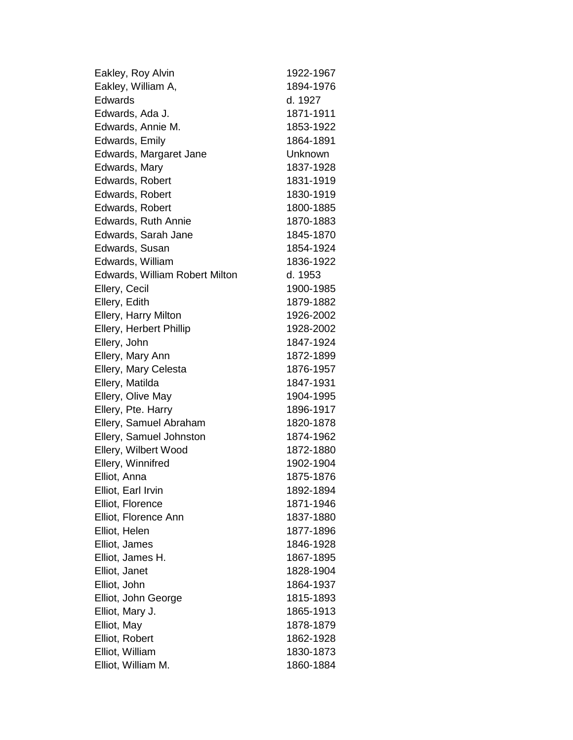| | |
|---|---|
| Eakley, Roy Alvin | 1922-1967 |
| Eakley, William A, | 1894-1976 |
| Edwards | d. 1927 |
| Edwards, Ada J. | 1871-1911 |
| Edwards, Annie M. | 1853-1922 |
| Edwards, Emily | 1864-1891 |
| Edwards, Margaret Jane | Unknown |
| Edwards, Mary | 1837-1928 |
| Edwards, Robert | 1831-1919 |
| Edwards, Robert | 1830-1919 |
| Edwards, Robert | 1800-1885 |
| Edwards, Ruth Annie | 1870-1883 |
| Edwards, Sarah Jane | 1845-1870 |
| Edwards, Susan | 1854-1924 |
| Edwards, William | 1836-1922 |
| Edwards, William Robert Milton | d. 1953 |
| Ellery, Cecil | 1900-1985 |
| Ellery, Edith | 1879-1882 |
| Ellery, Harry Milton | 1926-2002 |
| Ellery, Herbert Phillip | 1928-2002 |
| Ellery, John | 1847-1924 |
| Ellery, Mary Ann | 1872-1899 |
| Ellery, Mary Celesta | 1876-1957 |
| Ellery, Matilda | 1847-1931 |
| Ellery, Olive May | 1904-1995 |
| Ellery, Pte. Harry | 1896-1917 |
| Ellery, Samuel Abraham | 1820-1878 |
| Ellery, Samuel Johnston | 1874-1962 |
| Ellery, Wilbert Wood | 1872-1880 |
| Ellery, Winnifred | 1902-1904 |
| Elliot, Anna | 1875-1876 |
| Elliot, Earl Irvin | 1892-1894 |
| Elliot, Florence | 1871-1946 |
| Elliot, Florence Ann | 1837-1880 |
| Elliot, Helen | 1877-1896 |
| Elliot, James | 1846-1928 |
| Elliot, James H. | 1867-1895 |
| Elliot, Janet | 1828-1904 |
| Elliot, John | 1864-1937 |
| Elliot, John George | 1815-1893 |
| Elliot, Mary J. | 1865-1913 |
| Elliot, May | 1878-1879 |
| Elliot, Robert | 1862-1928 |
| Elliot, William | 1830-1873 |
| Elliot, William M. | 1860-1884 |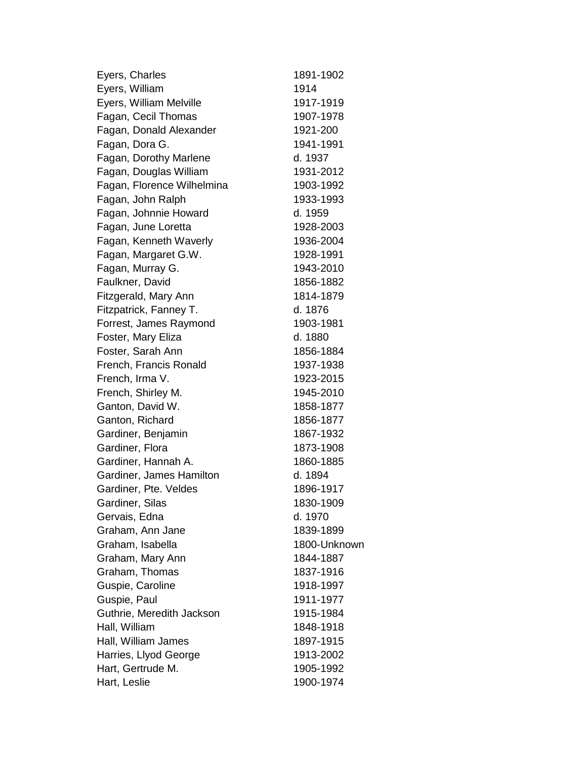| | |
|---|---|
| Eyers, Charles | 1891-1902 |
| Eyers, William | 1914 |
| Eyers, William Melville | 1917-1919 |
| Fagan, Cecil Thomas | 1907-1978 |
| Fagan, Donald Alexander | 1921-200 |
| Fagan, Dora G. | 1941-1991 |
| Fagan, Dorothy Marlene | d. 1937 |
| Fagan, Douglas William | 1931-2012 |
| Fagan, Florence Wilhelmina | 1903-1992 |
| Fagan, John Ralph | 1933-1993 |
| Fagan, Johnnie Howard | d. 1959 |
| Fagan, June Loretta | 1928-2003 |
| Fagan, Kenneth Waverly | 1936-2004 |
| Fagan, Margaret G.W. | 1928-1991 |
| Fagan, Murray G. | 1943-2010 |
| Faulkner, David | 1856-1882 |
| Fitzgerald, Mary Ann | 1814-1879 |
| Fitzpatrick, Fanney T. | d. 1876 |
| Forrest, James Raymond | 1903-1981 |
| Foster, Mary Eliza | d. 1880 |
| Foster, Sarah Ann | 1856-1884 |
| French, Francis Ronald | 1937-1938 |
| French, Irma V. | 1923-2015 |
| French, Shirley M. | 1945-2010 |
| Ganton, David W. | 1858-1877 |
| Ganton, Richard | 1856-1877 |
| Gardiner, Benjamin | 1867-1932 |
| Gardiner, Flora | 1873-1908 |
| Gardiner, Hannah A. | 1860-1885 |
| Gardiner, James Hamilton | d. 1894 |
| Gardiner, Pte. Veldes | 1896-1917 |
| Gardiner, Silas | 1830-1909 |
| Gervais, Edna | d. 1970 |
| Graham, Ann Jane | 1839-1899 |
| Graham, Isabella | 1800-Unknown |
| Graham, Mary Ann | 1844-1887 |
| Graham, Thomas | 1837-1916 |
| Guspie, Caroline | 1918-1997 |
| Guspie, Paul | 1911-1977 |
| Guthrie, Meredith Jackson | 1915-1984 |
| Hall, William | 1848-1918 |
| Hall, William James | 1897-1915 |
| Harries, Llyod George | 1913-2002 |
| Hart, Gertrude M. | 1905-1992 |
| Hart, Leslie | 1900-1974 |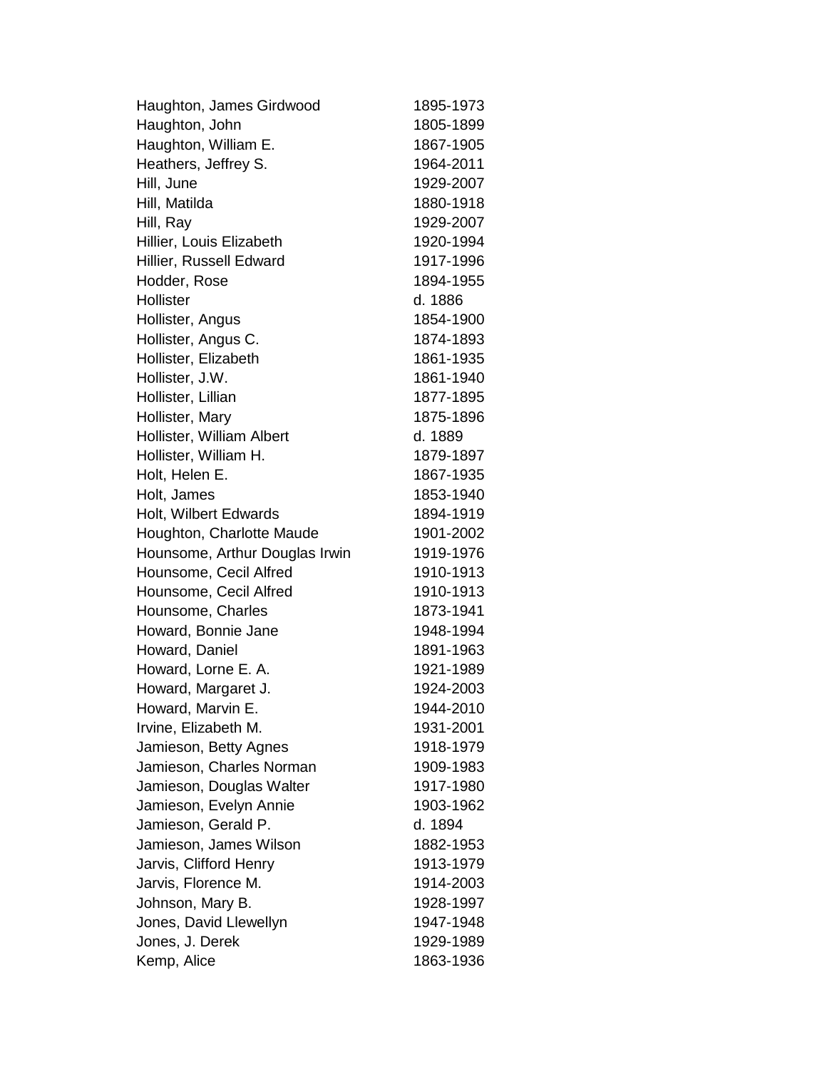| | |
|---|---|
| Haughton, James Girdwood | 1895-1973 |
| Haughton, John | 1805-1899 |
| Haughton, William E. | 1867-1905 |
| Heathers, Jeffrey S. | 1964-2011 |
| Hill, June | 1929-2007 |
| Hill, Matilda | 1880-1918 |
| Hill, Ray | 1929-2007 |
| Hillier, Louis Elizabeth | 1920-1994 |
| Hillier, Russell Edward | 1917-1996 |
| Hodder, Rose | 1894-1955 |
| Hollister | d. 1886 |
| Hollister, Angus | 1854-1900 |
| Hollister, Angus C. | 1874-1893 |
| Hollister, Elizabeth | 1861-1935 |
| Hollister, J.W. | 1861-1940 |
| Hollister, Lillian | 1877-1895 |
| Hollister, Mary | 1875-1896 |
| Hollister, William Albert | d. 1889 |
| Hollister, William H. | 1879-1897 |
| Holt, Helen E. | 1867-1935 |
| Holt, James | 1853-1940 |
| Holt, Wilbert Edwards | 1894-1919 |
| Houghton, Charlotte Maude | 1901-2002 |
| Hounsome, Arthur Douglas Irwin | 1919-1976 |
| Hounsome, Cecil Alfred | 1910-1913 |
| Hounsome, Cecil Alfred | 1910-1913 |
| Hounsome, Charles | 1873-1941 |
| Howard, Bonnie Jane | 1948-1994 |
| Howard, Daniel | 1891-1963 |
| Howard, Lorne E. A. | 1921-1989 |
| Howard, Margaret J. | 1924-2003 |
| Howard, Marvin E. | 1944-2010 |
| Irvine, Elizabeth M. | 1931-2001 |
| Jamieson, Betty Agnes | 1918-1979 |
| Jamieson, Charles Norman | 1909-1983 |
| Jamieson, Douglas Walter | 1917-1980 |
| Jamieson, Evelyn Annie | 1903-1962 |
| Jamieson, Gerald P. | d. 1894 |
| Jamieson, James Wilson | 1882-1953 |
| Jarvis, Clifford Henry | 1913-1979 |
| Jarvis, Florence M. | 1914-2003 |
| Johnson, Mary B. | 1928-1997 |
| Jones, David Llewellyn | 1947-1948 |
| Jones, J. Derek | 1929-1989 |
| Kemp, Alice | 1863-1936 |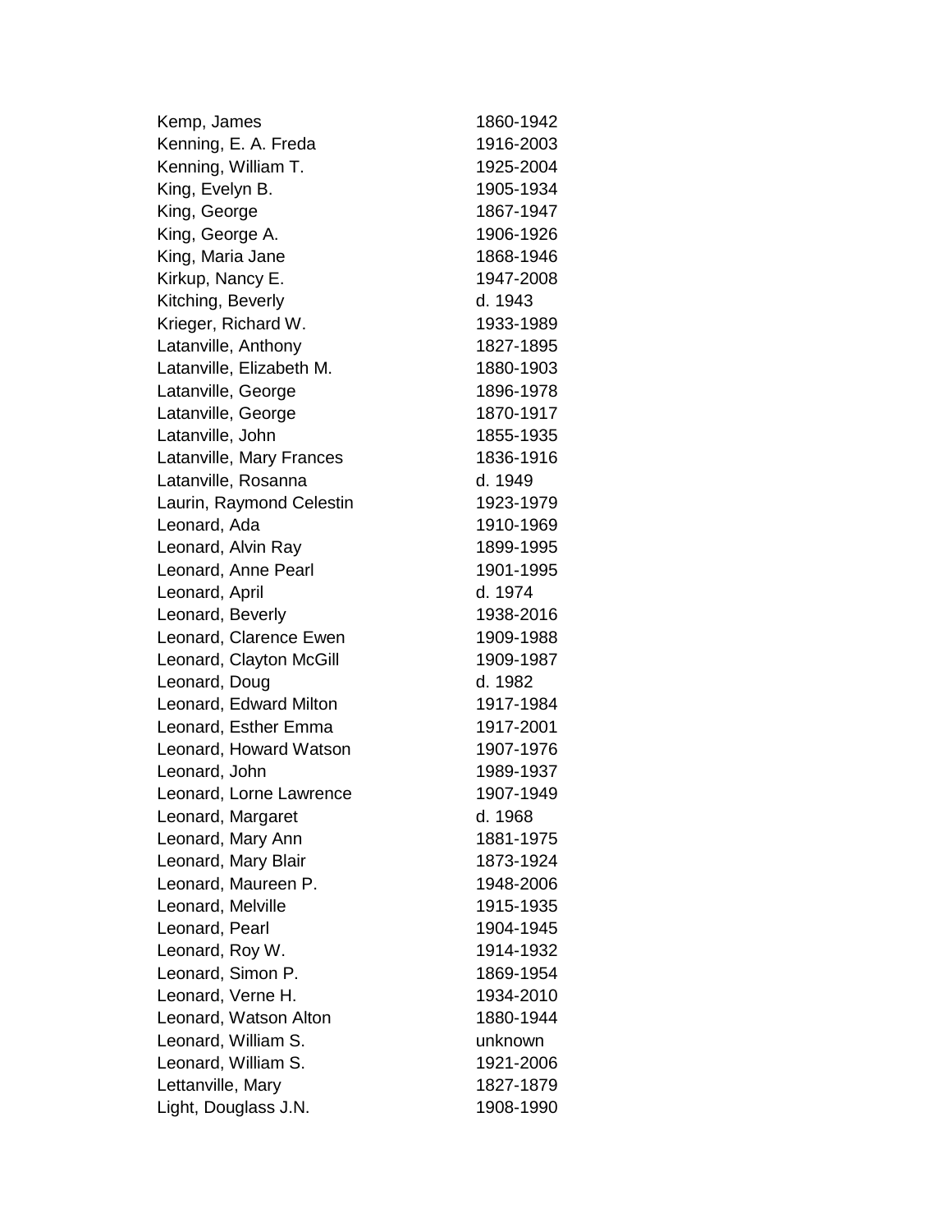| | |
|---|---|
| Kemp, James | 1860-1942 |
| Kenning, E. A. Freda | 1916-2003 |
| Kenning, William T. | 1925-2004 |
| King, Evelyn B. | 1905-1934 |
| King, George | 1867-1947 |
| King, George A. | 1906-1926 |
| King, Maria Jane | 1868-1946 |
| Kirkup, Nancy E. | 1947-2008 |
| Kitching, Beverly | d. 1943 |
| Krieger, Richard W. | 1933-1989 |
| Latanville, Anthony | 1827-1895 |
| Latanville, Elizabeth M. | 1880-1903 |
| Latanville, George | 1896-1978 |
| Latanville, George | 1870-1917 |
| Latanville, John | 1855-1935 |
| Latanville, Mary Frances | 1836-1916 |
| Latanville, Rosanna | d. 1949 |
| Laurin, Raymond Celestin | 1923-1979 |
| Leonard, Ada | 1910-1969 |
| Leonard, Alvin Ray | 1899-1995 |
| Leonard, Anne Pearl | 1901-1995 |
| Leonard, April | d. 1974 |
| Leonard, Beverly | 1938-2016 |
| Leonard, Clarence Ewen | 1909-1988 |
| Leonard, Clayton McGill | 1909-1987 |
| Leonard, Doug | d. 1982 |
| Leonard, Edward Milton | 1917-1984 |
| Leonard, Esther Emma | 1917-2001 |
| Leonard, Howard Watson | 1907-1976 |
| Leonard, John | 1989-1937 |
| Leonard, Lorne Lawrence | 1907-1949 |
| Leonard, Margaret | d. 1968 |
| Leonard, Mary Ann | 1881-1975 |
| Leonard, Mary Blair | 1873-1924 |
| Leonard, Maureen P. | 1948-2006 |
| Leonard, Melville | 1915-1935 |
| Leonard, Pearl | 1904-1945 |
| Leonard, Roy W. | 1914-1932 |
| Leonard, Simon P. | 1869-1954 |
| Leonard, Verne H. | 1934-2010 |
| Leonard, Watson Alton | 1880-1944 |
| Leonard, William S. | unknown |
| Leonard, William S. | 1921-2006 |
| Lettanville, Mary | 1827-1879 |
| Light, Douglass J.N. | 1908-1990 |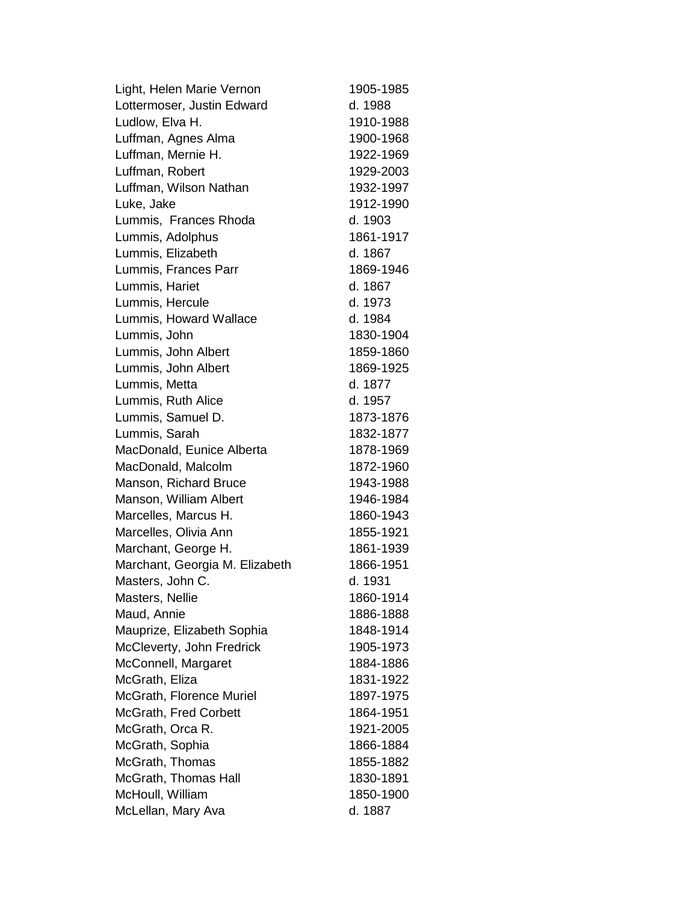| | |
|---|---|
| Light, Helen Marie Vernon | 1905-1985 |
| Lottermoser, Justin Edward | d. 1988 |
| Ludlow, Elva H. | 1910-1988 |
| Luffman, Agnes Alma | 1900-1968 |
| Luffman, Mernie H. | 1922-1969 |
| Luffman, Robert | 1929-2003 |
| Luffman, Wilson Nathan | 1932-1997 |
| Luke, Jake | 1912-1990 |
| Lummis,  Frances Rhoda | d. 1903 |
| Lummis, Adolphus | 1861-1917 |
| Lummis, Elizabeth | d. 1867 |
| Lummis, Frances Parr | 1869-1946 |
| Lummis, Hariet | d. 1867 |
| Lummis, Hercule | d. 1973 |
| Lummis, Howard Wallace | d. 1984 |
| Lummis, John | 1830-1904 |
| Lummis, John Albert | 1859-1860 |
| Lummis, John Albert | 1869-1925 |
| Lummis, Metta | d. 1877 |
| Lummis, Ruth Alice | d. 1957 |
| Lummis, Samuel D. | 1873-1876 |
| Lummis, Sarah | 1832-1877 |
| MacDonald, Eunice Alberta | 1878-1969 |
| MacDonald, Malcolm | 1872-1960 |
| Manson, Richard Bruce | 1943-1988 |
| Manson, William Albert | 1946-1984 |
| Marcelles, Marcus H. | 1860-1943 |
| Marcelles, Olivia Ann | 1855-1921 |
| Marchant, George H. | 1861-1939 |
| Marchant, Georgia M. Elizabeth | 1866-1951 |
| Masters, John C. | d. 1931 |
| Masters, Nellie | 1860-1914 |
| Maud, Annie | 1886-1888 |
| Mauprize, Elizabeth Sophia | 1848-1914 |
| McCleverty, John Fredrick | 1905-1973 |
| McConnell, Margaret | 1884-1886 |
| McGrath, Eliza | 1831-1922 |
| McGrath, Florence Muriel | 1897-1975 |
| McGrath, Fred Corbett | 1864-1951 |
| McGrath, Orca R. | 1921-2005 |
| McGrath, Sophia | 1866-1884 |
| McGrath, Thomas | 1855-1882 |
| McGrath, Thomas Hall | 1830-1891 |
| McHoull, William | 1850-1900 |
| McLellan, Mary Ava | d. 1887 |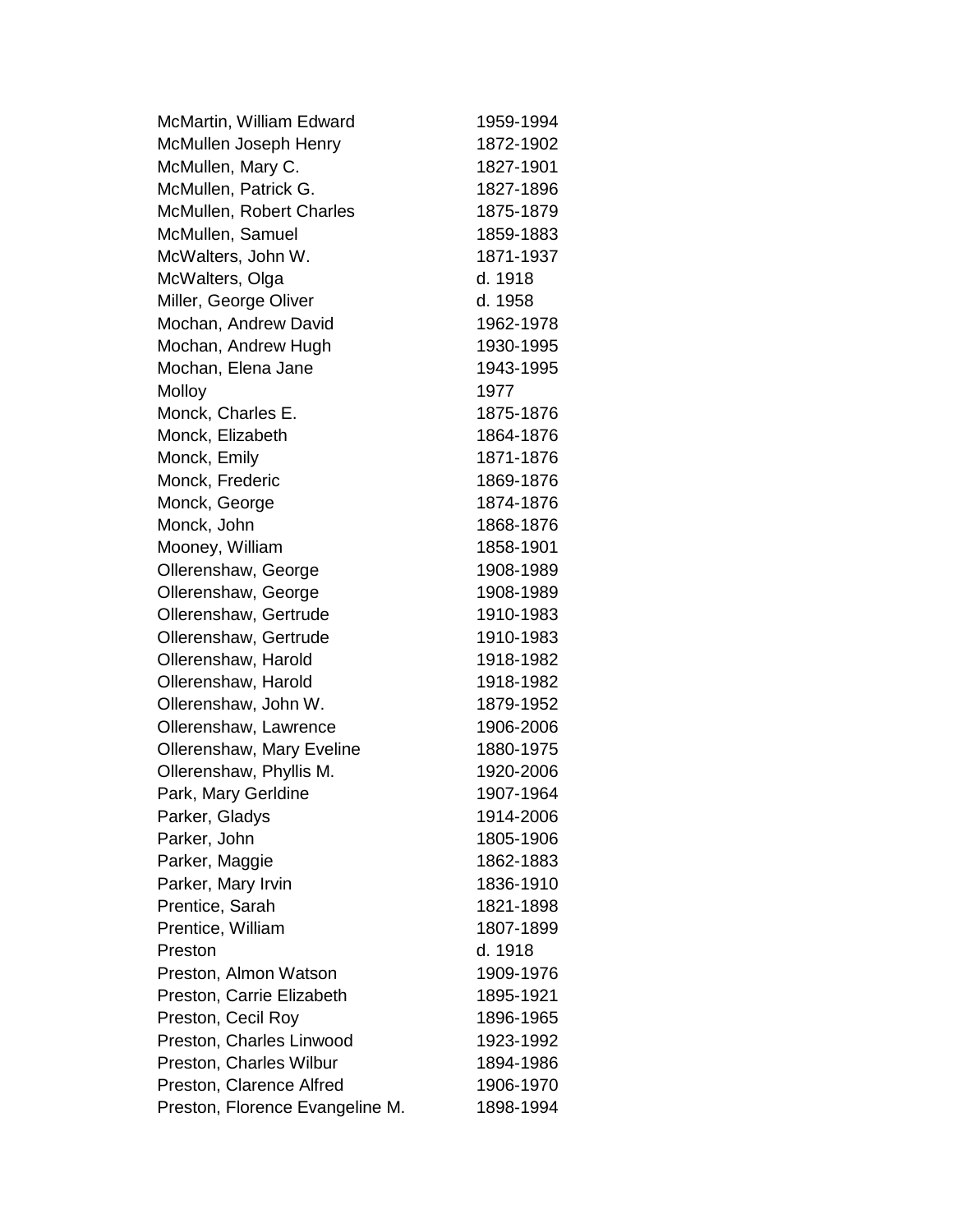| | |
|---|---|
| McMartin, William Edward | 1959-1994 |
| McMullen Joseph Henry | 1872-1902 |
| McMullen, Mary C. | 1827-1901 |
| McMullen, Patrick G. | 1827-1896 |
| McMullen, Robert Charles | 1875-1879 |
| McMullen, Samuel | 1859-1883 |
| McWalters, John W. | 1871-1937 |
| McWalters, Olga | d. 1918 |
| Miller, George Oliver | d. 1958 |
| Mochan, Andrew David | 1962-1978 |
| Mochan, Andrew Hugh | 1930-1995 |
| Mochan, Elena Jane | 1943-1995 |
| Molloy | 1977 |
| Monck, Charles E. | 1875-1876 |
| Monck, Elizabeth | 1864-1876 |
| Monck, Emily | 1871-1876 |
| Monck, Frederic | 1869-1876 |
| Monck, George | 1874-1876 |
| Monck, John | 1868-1876 |
| Mooney, William | 1858-1901 |
| Ollerenshaw, George | 1908-1989 |
| Ollerenshaw, George | 1908-1989 |
| Ollerenshaw, Gertrude | 1910-1983 |
| Ollerenshaw, Gertrude | 1910-1983 |
| Ollerenshaw, Harold | 1918-1982 |
| Ollerenshaw, Harold | 1918-1982 |
| Ollerenshaw, John W. | 1879-1952 |
| Ollerenshaw, Lawrence | 1906-2006 |
| Ollerenshaw, Mary Eveline | 1880-1975 |
| Ollerenshaw, Phyllis M. | 1920-2006 |
| Park, Mary Gerldine | 1907-1964 |
| Parker, Gladys | 1914-2006 |
| Parker, John | 1805-1906 |
| Parker, Maggie | 1862-1883 |
| Parker, Mary Irvin | 1836-1910 |
| Prentice, Sarah | 1821-1898 |
| Prentice, William | 1807-1899 |
| Preston | d. 1918 |
| Preston, Almon Watson | 1909-1976 |
| Preston, Carrie Elizabeth | 1895-1921 |
| Preston, Cecil Roy | 1896-1965 |
| Preston, Charles Linwood | 1923-1992 |
| Preston, Charles Wilbur | 1894-1986 |
| Preston, Clarence Alfred | 1906-1970 |
| Preston, Florence Evangeline M. | 1898-1994 |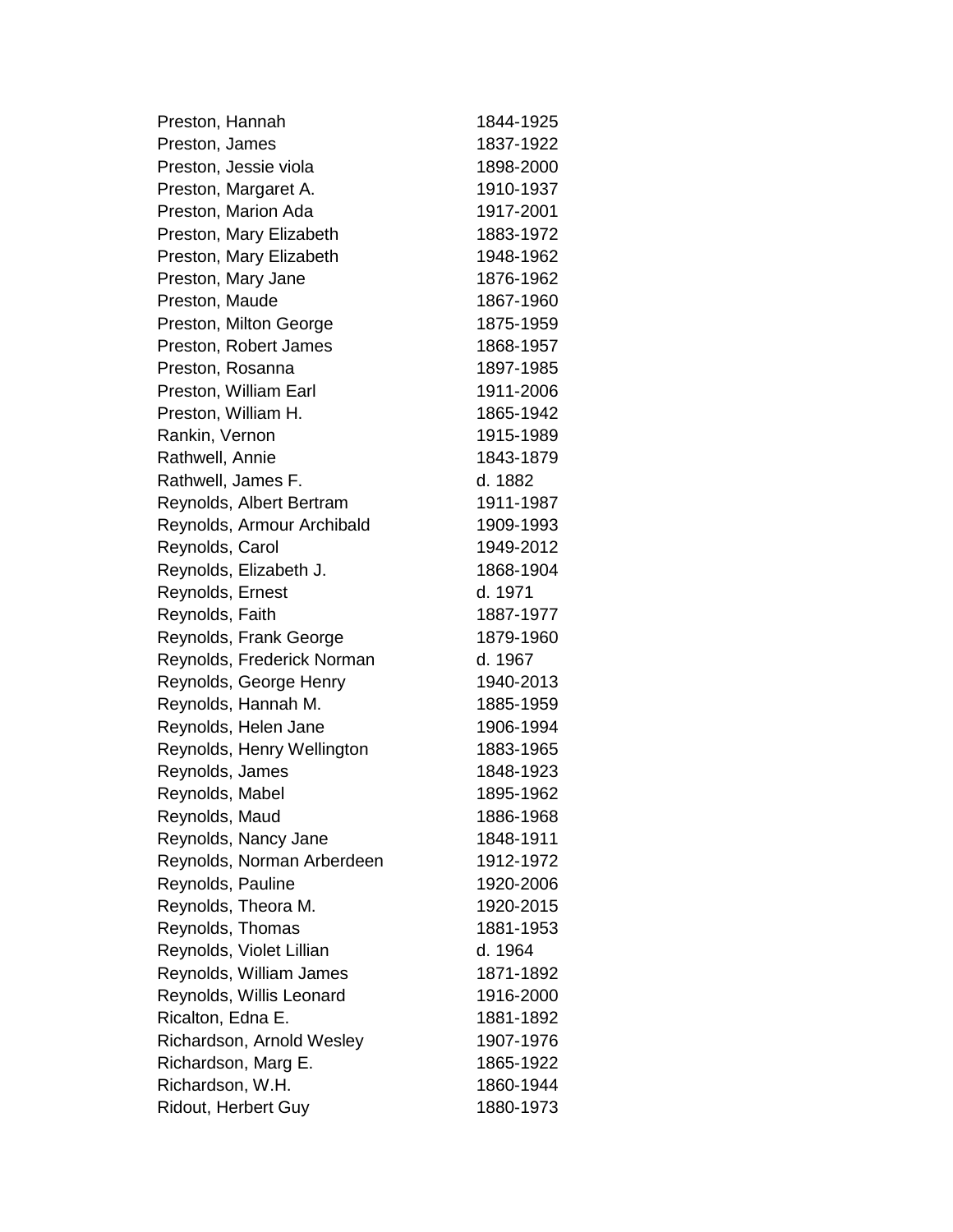| | |
|---|---|
| Preston, Hannah | 1844-1925 |
| Preston, James | 1837-1922 |
| Preston, Jessie viola | 1898-2000 |
| Preston, Margaret A. | 1910-1937 |
| Preston, Marion Ada | 1917-2001 |
| Preston, Mary Elizabeth | 1883-1972 |
| Preston, Mary Elizabeth | 1948-1962 |
| Preston, Mary Jane | 1876-1962 |
| Preston, Maude | 1867-1960 |
| Preston, Milton George | 1875-1959 |
| Preston, Robert James | 1868-1957 |
| Preston, Rosanna | 1897-1985 |
| Preston, William Earl | 1911-2006 |
| Preston, William H. | 1865-1942 |
| Rankin, Vernon | 1915-1989 |
| Rathwell, Annie | 1843-1879 |
| Rathwell, James F. | d. 1882 |
| Reynolds, Albert Bertram | 1911-1987 |
| Reynolds, Armour Archibald | 1909-1993 |
| Reynolds, Carol | 1949-2012 |
| Reynolds, Elizabeth J. | 1868-1904 |
| Reynolds, Ernest | d. 1971 |
| Reynolds, Faith | 1887-1977 |
| Reynolds, Frank George | 1879-1960 |
| Reynolds, Frederick Norman | d. 1967 |
| Reynolds, George Henry | 1940-2013 |
| Reynolds, Hannah M. | 1885-1959 |
| Reynolds, Helen Jane | 1906-1994 |
| Reynolds, Henry Wellington | 1883-1965 |
| Reynolds, James | 1848-1923 |
| Reynolds, Mabel | 1895-1962 |
| Reynolds, Maud | 1886-1968 |
| Reynolds, Nancy Jane | 1848-1911 |
| Reynolds, Norman Arberdeen | 1912-1972 |
| Reynolds, Pauline | 1920-2006 |
| Reynolds, Theora M. | 1920-2015 |
| Reynolds, Thomas | 1881-1953 |
| Reynolds, Violet Lillian | d. 1964 |
| Reynolds, William James | 1871-1892 |
| Reynolds, Willis Leonard | 1916-2000 |
| Ricalton, Edna E. | 1881-1892 |
| Richardson, Arnold Wesley | 1907-1976 |
| Richardson, Marg E. | 1865-1922 |
| Richardson, W.H. | 1860-1944 |
| Ridout, Herbert Guy | 1880-1973 |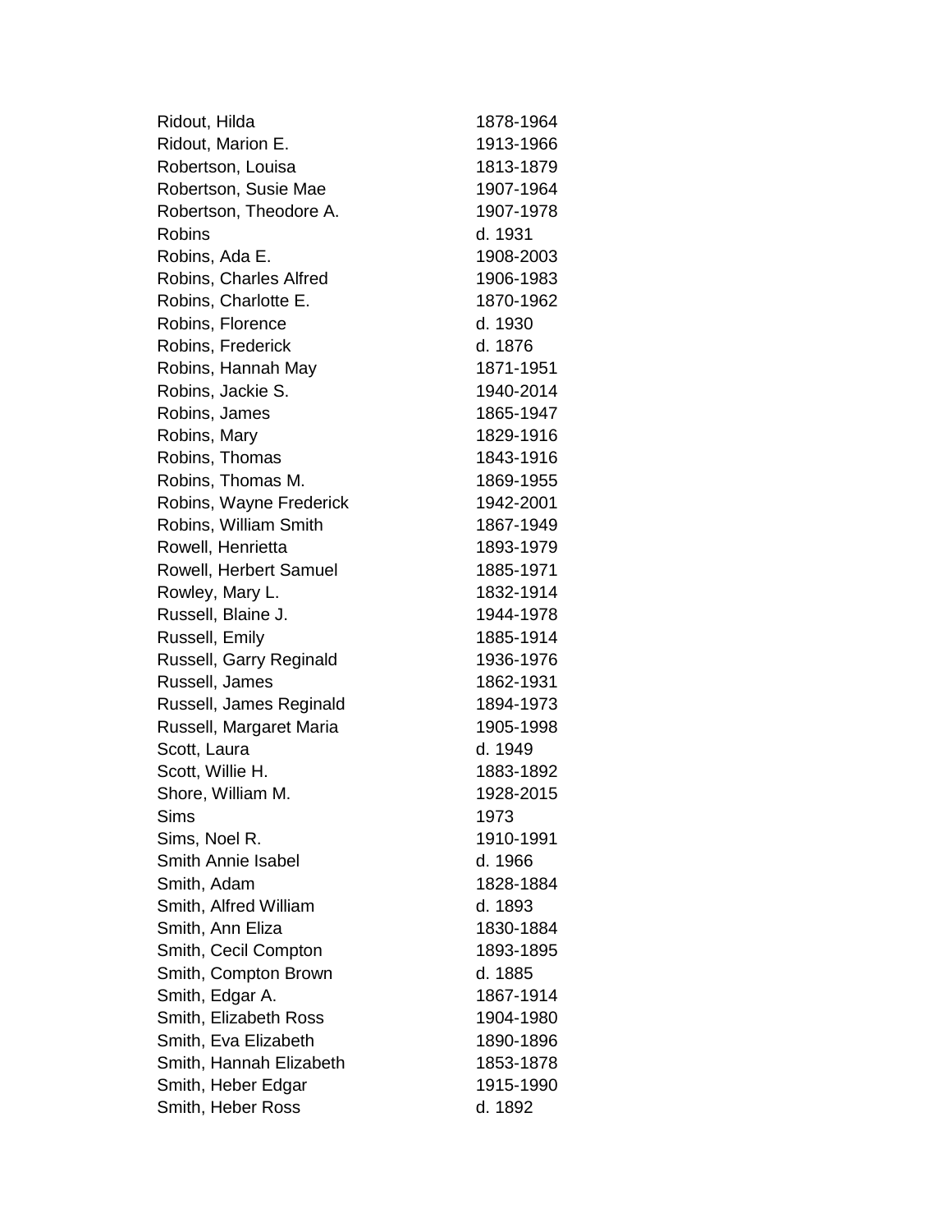| | |
|---|---|
| Ridout, Hilda | 1878-1964 |
| Ridout, Marion E. | 1913-1966 |
| Robertson, Louisa | 1813-1879 |
| Robertson, Susie Mae | 1907-1964 |
| Robertson, Theodore A. | 1907-1978 |
| Robins | d. 1931 |
| Robins, Ada E. | 1908-2003 |
| Robins, Charles Alfred | 1906-1983 |
| Robins, Charlotte E. | 1870-1962 |
| Robins, Florence | d. 1930 |
| Robins, Frederick | d. 1876 |
| Robins, Hannah May | 1871-1951 |
| Robins, Jackie S. | 1940-2014 |
| Robins, James | 1865-1947 |
| Robins, Mary | 1829-1916 |
| Robins, Thomas | 1843-1916 |
| Robins, Thomas M. | 1869-1955 |
| Robins, Wayne Frederick | 1942-2001 |
| Robins, William Smith | 1867-1949 |
| Rowell, Henrietta | 1893-1979 |
| Rowell, Herbert Samuel | 1885-1971 |
| Rowley, Mary L. | 1832-1914 |
| Russell, Blaine J. | 1944-1978 |
| Russell, Emily | 1885-1914 |
| Russell, Garry Reginald | 1936-1976 |
| Russell, James | 1862-1931 |
| Russell, James Reginald | 1894-1973 |
| Russell, Margaret Maria | 1905-1998 |
| Scott, Laura | d. 1949 |
| Scott, Willie H. | 1883-1892 |
| Shore, William M. | 1928-2015 |
| Sims | 1973 |
| Sims, Noel R. | 1910-1991 |
| Smith Annie Isabel | d. 1966 |
| Smith, Adam | 1828-1884 |
| Smith, Alfred William | d. 1893 |
| Smith, Ann Eliza | 1830-1884 |
| Smith, Cecil Compton | 1893-1895 |
| Smith, Compton Brown | d. 1885 |
| Smith, Edgar A. | 1867-1914 |
| Smith, Elizabeth Ross | 1904-1980 |
| Smith, Eva Elizabeth | 1890-1896 |
| Smith, Hannah Elizabeth | 1853-1878 |
| Smith, Heber Edgar | 1915-1990 |
| Smith, Heber Ross | d. 1892 |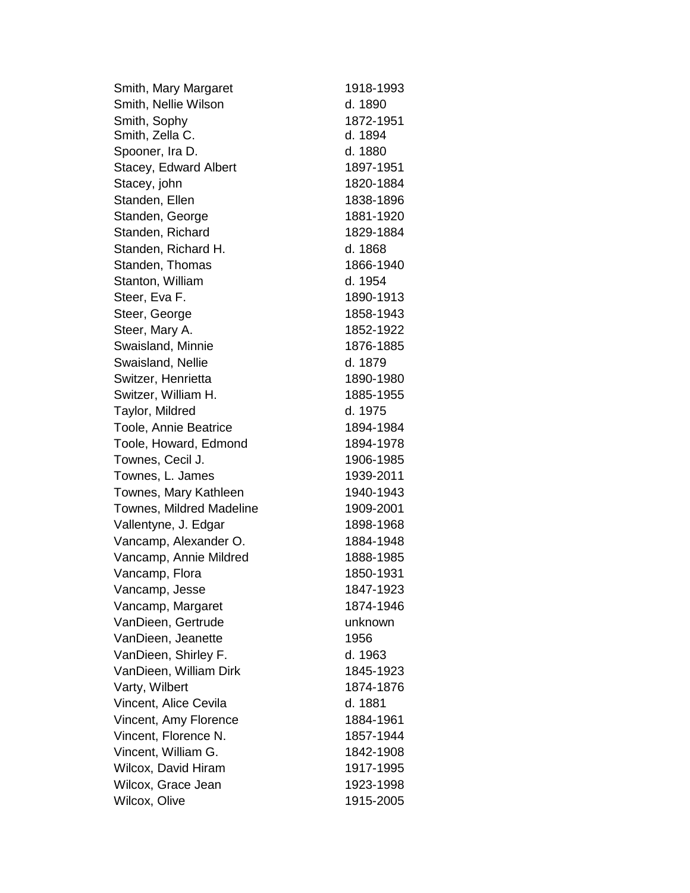| | |
|---|---|
| Smith, Mary Margaret | 1918-1993 |
| Smith, Nellie Wilson | d. 1890 |
| Smith, Sophy | 1872-1951 |
| Smith, Zella C. | d. 1894 |
| Spooner, Ira D. | d. 1880 |
| Stacey, Edward Albert | 1897-1951 |
| Stacey, john | 1820-1884 |
| Standen, Ellen | 1838-1896 |
| Standen, George | 1881-1920 |
| Standen, Richard | 1829-1884 |
| Standen, Richard H. | d. 1868 |
| Standen, Thomas | 1866-1940 |
| Stanton, William | d. 1954 |
| Steer, Eva F. | 1890-1913 |
| Steer, George | 1858-1943 |
| Steer, Mary A. | 1852-1922 |
| Swaisland, Minnie | 1876-1885 |
| Swaisland, Nellie | d. 1879 |
| Switzer, Henrietta | 1890-1980 |
| Switzer, William H. | 1885-1955 |
| Taylor, Mildred | d. 1975 |
| Toole, Annie Beatrice | 1894-1984 |
| Toole, Howard, Edmond | 1894-1978 |
| Townes, Cecil J. | 1906-1985 |
| Townes, L. James | 1939-2011 |
| Townes, Mary Kathleen | 1940-1943 |
| Townes, Mildred Madeline | 1909-2001 |
| Vallentyne, J. Edgar | 1898-1968 |
| Vancamp, Alexander O. | 1884-1948 |
| Vancamp, Annie Mildred | 1888-1985 |
| Vancamp, Flora | 1850-1931 |
| Vancamp, Jesse | 1847-1923 |
| Vancamp, Margaret | 1874-1946 |
| VanDieen, Gertrude | unknown |
| VanDieen, Jeanette | 1956 |
| VanDieen, Shirley F. | d. 1963 |
| VanDieen, William Dirk | 1845-1923 |
| Varty, Wilbert | 1874-1876 |
| Vincent, Alice Cevila | d. 1881 |
| Vincent, Amy Florence | 1884-1961 |
| Vincent, Florence N. | 1857-1944 |
| Vincent, William G. | 1842-1908 |
| Wilcox, David Hiram | 1917-1995 |
| Wilcox, Grace Jean | 1923-1998 |
| Wilcox, Olive | 1915-2005 |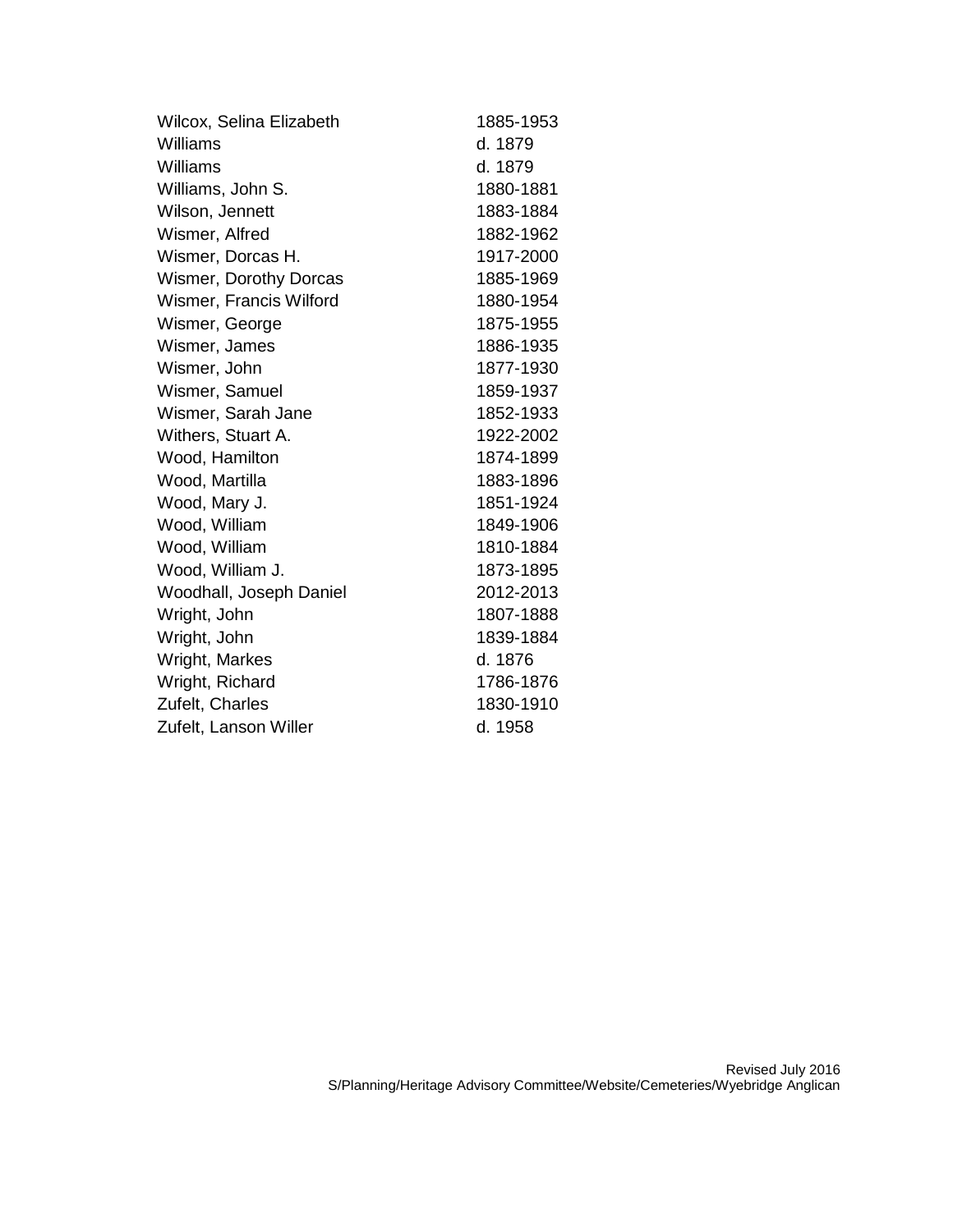| | |
|---|---|
| Wilcox, Selina Elizabeth | 1885-1953 |
| Williams | d. 1879 |
| Williams | d. 1879 |
| Williams, John S. | 1880-1881 |
| Wilson, Jennett | 1883-1884 |
| Wismer, Alfred | 1882-1962 |
| Wismer, Dorcas H. | 1917-2000 |
| Wismer, Dorothy Dorcas | 1885-1969 |
| Wismer, Francis Wilford | 1880-1954 |
| Wismer, George | 1875-1955 |
| Wismer, James | 1886-1935 |
| Wismer, John | 1877-1930 |
| Wismer, Samuel | 1859-1937 |
| Wismer, Sarah Jane | 1852-1933 |
| Withers, Stuart A. | 1922-2002 |
| Wood, Hamilton | 1874-1899 |
| Wood, Martilla | 1883-1896 |
| Wood, Mary J. | 1851-1924 |
| Wood, William | 1849-1906 |
| Wood, William | 1810-1884 |
| Wood, William J. | 1873-1895 |
| Woodhall, Joseph Daniel | 2012-2013 |
| Wright, John | 1807-1888 |
| Wright, John | 1839-1884 |
| Wright, Markes | d. 1876 |
| Wright, Richard | 1786-1876 |
| Zufelt, Charles | 1830-1910 |
| Zufelt, Lanson Willer | d. 1958 |

Revised July 2016
S/Planning/Heritage Advisory Committee/Website/Cemeteries/Wyebridge Anglican